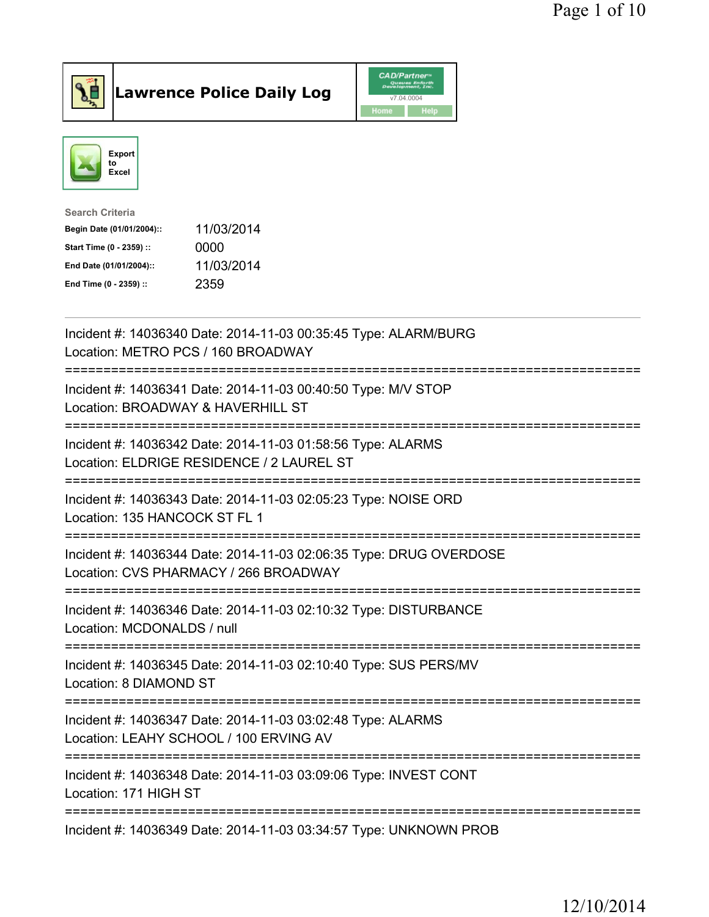# Lawrence Police Daily Log

Export to Excel

**Search Criteria**

| | |
|---|---|
| **Begin Date (01/01/2004)::** | 11/03/2014 |
| **Start Time (0 - 2359) ::** | 0000 |
| **End Date (01/01/2004)::** | 11/03/2014 |
| **End Time (0 - 2359) ::** | 2359 |

---

Incident #: 14036340 Date: 2014-11-03 00:35:45 Type: ALARM/BURG
Location: METRO PCS / 160 BROADWAY

===========================================================================

Incident #: 14036341 Date: 2014-11-03 00:40:50 Type: M/V STOP
Location: BROADWAY & HAVERHILL ST

===========================================================================

Incident #: 14036342 Date: 2014-11-03 01:58:56 Type: ALARMS
Location: ELDRIGE RESIDENCE / 2 LAUREL ST

===========================================================================

Incident #: 14036343 Date: 2014-11-03 02:05:23 Type: NOISE ORD
Location: 135 HANCOCK ST FL 1

===========================================================================

Incident #: 14036344 Date: 2014-11-03 02:06:35 Type: DRUG OVERDOSE
Location: CVS PHARMACY / 266 BROADWAY

===========================================================================

Incident #: 14036346 Date: 2014-11-03 02:10:32 Type: DISTURBANCE
Location: MCDONALDS / null

===========================================================================

Incident #: 14036345 Date: 2014-11-03 02:10:40 Type: SUS PERS/MV
Location: 8 DIAMOND ST

===========================================================================

Incident #: 14036347 Date: 2014-11-03 03:02:48 Type: ALARMS
Location: LEAHY SCHOOL / 100 ERVING AV

===========================================================================

Incident #: 14036348 Date: 2014-11-03 03:09:06 Type: INVEST CONT
Location: 171 HIGH ST

===========================================================================

Incident #: 14036349 Date: 2014-11-03 03:34:57 Type: UNKNOWN PROB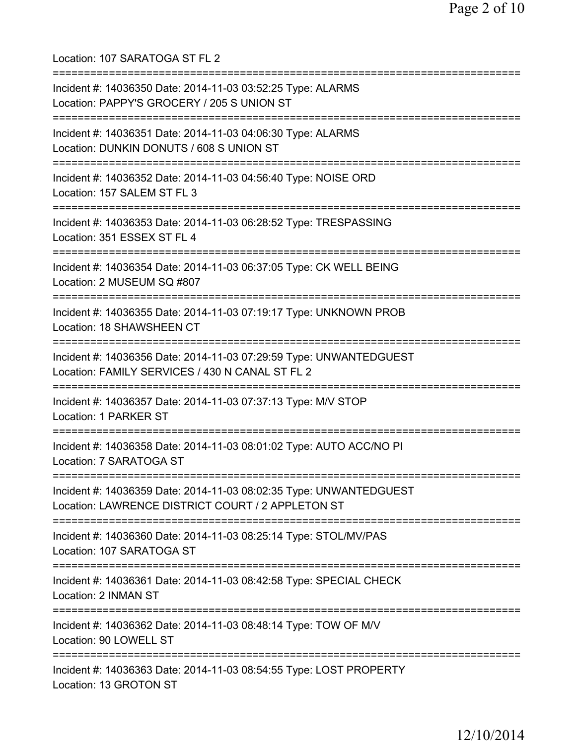Location: 107 SARATOGA ST FL 2

===========================================================================

Incident #: 14036350 Date: 2014-11-03 03:52:25 Type: ALARMS
Location: PAPPY'S GROCERY / 205 S UNION ST

===========================================================================

Incident #: 14036351 Date: 2014-11-03 04:06:30 Type: ALARMS
Location: DUNKIN DONUTS / 608 S UNION ST

===========================================================================

Incident #: 14036352 Date: 2014-11-03 04:56:40 Type: NOISE ORD
Location: 157 SALEM ST FL 3

===========================================================================

Incident #: 14036353 Date: 2014-11-03 06:28:52 Type: TRESPASSING
Location: 351 ESSEX ST FL 4

===========================================================================

Incident #: 14036354 Date: 2014-11-03 06:37:05 Type: CK WELL BEING
Location: 2 MUSEUM SQ #807

===========================================================================

Incident #: 14036355 Date: 2014-11-03 07:19:17 Type: UNKNOWN PROB
Location: 18 SHAWSHEEN CT

===========================================================================

Incident #: 14036356 Date: 2014-11-03 07:29:59 Type: UNWANTEDGUEST
Location: FAMILY SERVICES / 430 N CANAL ST FL 2

===========================================================================

Incident #: 14036357 Date: 2014-11-03 07:37:13 Type: M/V STOP
Location: 1 PARKER ST

===========================================================================

Incident #: 14036358 Date: 2014-11-03 08:01:02 Type: AUTO ACC/NO PI
Location: 7 SARATOGA ST

===========================================================================

Incident #: 14036359 Date: 2014-11-03 08:02:35 Type: UNWANTEDGUEST
Location: LAWRENCE DISTRICT COURT / 2 APPLETON ST

===========================================================================

Incident #: 14036360 Date: 2014-11-03 08:25:14 Type: STOL/MV/PAS
Location: 107 SARATOGA ST

===========================================================================

Incident #: 14036361 Date: 2014-11-03 08:42:58 Type: SPECIAL CHECK
Location: 2 INMAN ST

===========================================================================

Incident #: 14036362 Date: 2014-11-03 08:48:14 Type: TOW OF M/V
Location: 90 LOWELL ST

===========================================================================

Incident #: 14036363 Date: 2014-11-03 08:54:55 Type: LOST PROPERTY
Location: 13 GROTON ST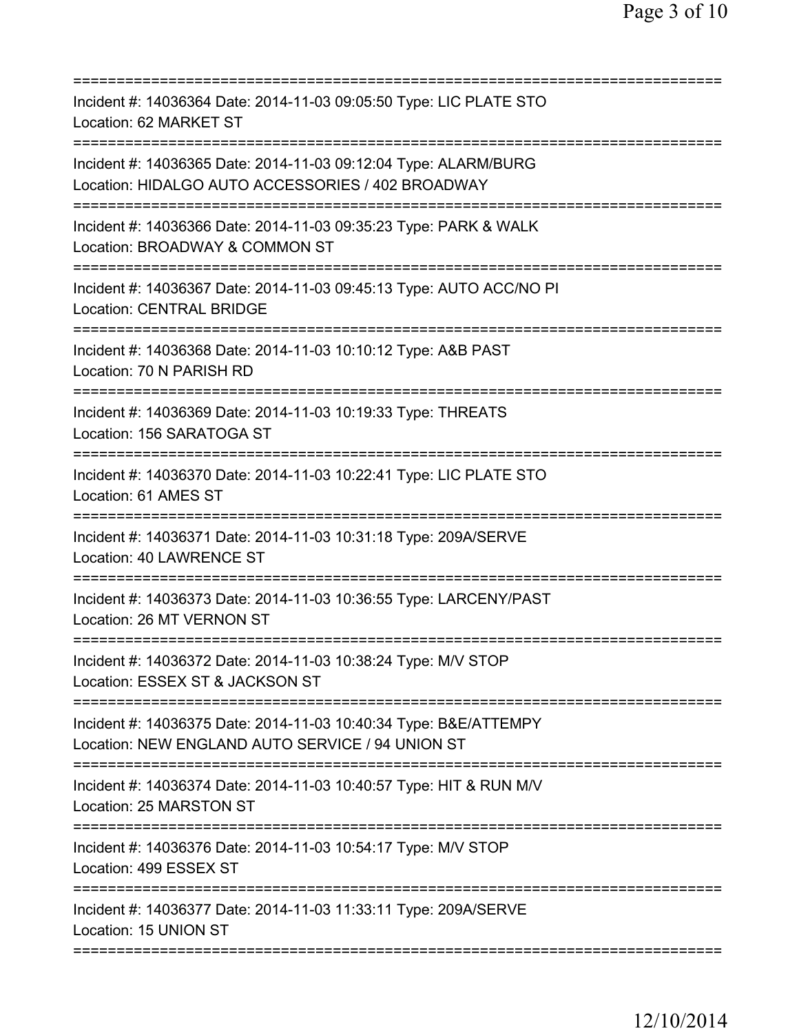===========================================================================

Incident #: 14036364 Date: 2014-11-03 09:05:50 Type: LIC PLATE STO
Location: 62 MARKET ST

===========================================================================

Incident #: 14036365 Date: 2014-11-03 09:12:04 Type: ALARM/BURG
Location: HIDALGO AUTO ACCESSORIES / 402 BROADWAY

===========================================================================

Incident #: 14036366 Date: 2014-11-03 09:35:23 Type: PARK & WALK
Location: BROADWAY & COMMON ST

===========================================================================

Incident #: 14036367 Date: 2014-11-03 09:45:13 Type: AUTO ACC/NO PI
Location: CENTRAL BRIDGE

===========================================================================

Incident #: 14036368 Date: 2014-11-03 10:10:12 Type: A&B PAST
Location: 70 N PARISH RD

===========================================================================

Incident #: 14036369 Date: 2014-11-03 10:19:33 Type: THREATS
Location: 156 SARATOGA ST

===========================================================================

Incident #: 14036370 Date: 2014-11-03 10:22:41 Type: LIC PLATE STO
Location: 61 AMES ST

===========================================================================

Incident #: 14036371 Date: 2014-11-03 10:31:18 Type: 209A/SERVE
Location: 40 LAWRENCE ST

===========================================================================

Incident #: 14036373 Date: 2014-11-03 10:36:55 Type: LARCENY/PAST
Location: 26 MT VERNON ST

===========================================================================

Incident #: 14036372 Date: 2014-11-03 10:38:24 Type: M/V STOP
Location: ESSEX ST & JACKSON ST

===========================================================================

Incident #: 14036375 Date: 2014-11-03 10:40:34 Type: B&E/ATTEMPY
Location: NEW ENGLAND AUTO SERVICE / 94 UNION ST

===========================================================================

Incident #: 14036374 Date: 2014-11-03 10:40:57 Type: HIT & RUN M/V
Location: 25 MARSTON ST

===========================================================================

Incident #: 14036376 Date: 2014-11-03 10:54:17 Type: M/V STOP
Location: 499 ESSEX ST

===========================================================================

Incident #: 14036377 Date: 2014-11-03 11:33:11 Type: 209A/SERVE
Location: 15 UNION ST

===========================================================================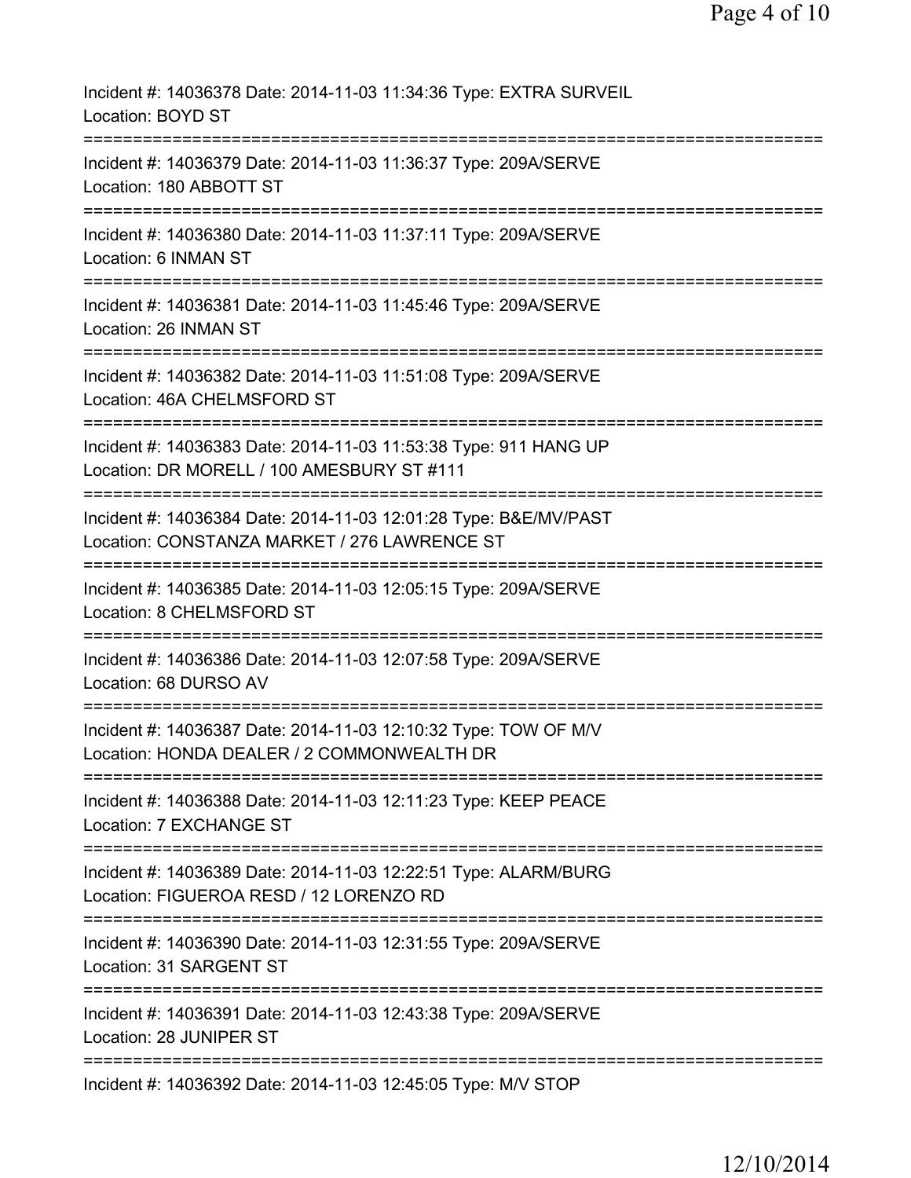Incident #: 14036378 Date: 2014-11-03 11:34:36 Type: EXTRA SURVEIL
Location: BOYD ST
===========================================================================
Incident #: 14036379 Date: 2014-11-03 11:36:37 Type: 209A/SERVE
Location: 180 ABBOTT ST
===========================================================================
Incident #: 14036380 Date: 2014-11-03 11:37:11 Type: 209A/SERVE
Location: 6 INMAN ST
===========================================================================
Incident #: 14036381 Date: 2014-11-03 11:45:46 Type: 209A/SERVE
Location: 26 INMAN ST
===========================================================================
Incident #: 14036382 Date: 2014-11-03 11:51:08 Type: 209A/SERVE
Location: 46A CHELMSFORD ST
===========================================================================
Incident #: 14036383 Date: 2014-11-03 11:53:38 Type: 911 HANG UP
Location: DR MORELL / 100 AMESBURY ST #111
===========================================================================
Incident #: 14036384 Date: 2014-11-03 12:01:28 Type: B&E/MV/PAST
Location: CONSTANZA MARKET / 276 LAWRENCE ST
===========================================================================
Incident #: 14036385 Date: 2014-11-03 12:05:15 Type: 209A/SERVE
Location: 8 CHELMSFORD ST
===========================================================================
Incident #: 14036386 Date: 2014-11-03 12:07:58 Type: 209A/SERVE
Location: 68 DURSO AV
===========================================================================
Incident #: 14036387 Date: 2014-11-03 12:10:32 Type: TOW OF M/V
Location: HONDA DEALER / 2 COMMONWEALTH DR
===========================================================================
Incident #: 14036388 Date: 2014-11-03 12:11:23 Type: KEEP PEACE
Location: 7 EXCHANGE ST
===========================================================================
Incident #: 14036389 Date: 2014-11-03 12:22:51 Type: ALARM/BURG
Location: FIGUEROA RESD / 12 LORENZO RD
===========================================================================
Incident #: 14036390 Date: 2014-11-03 12:31:55 Type: 209A/SERVE
Location: 31 SARGENT ST
===========================================================================
Incident #: 14036391 Date: 2014-11-03 12:43:38 Type: 209A/SERVE
Location: 28 JUNIPER ST
===========================================================================
Incident #: 14036392 Date: 2014-11-03 12:45:05 Type: M/V STOP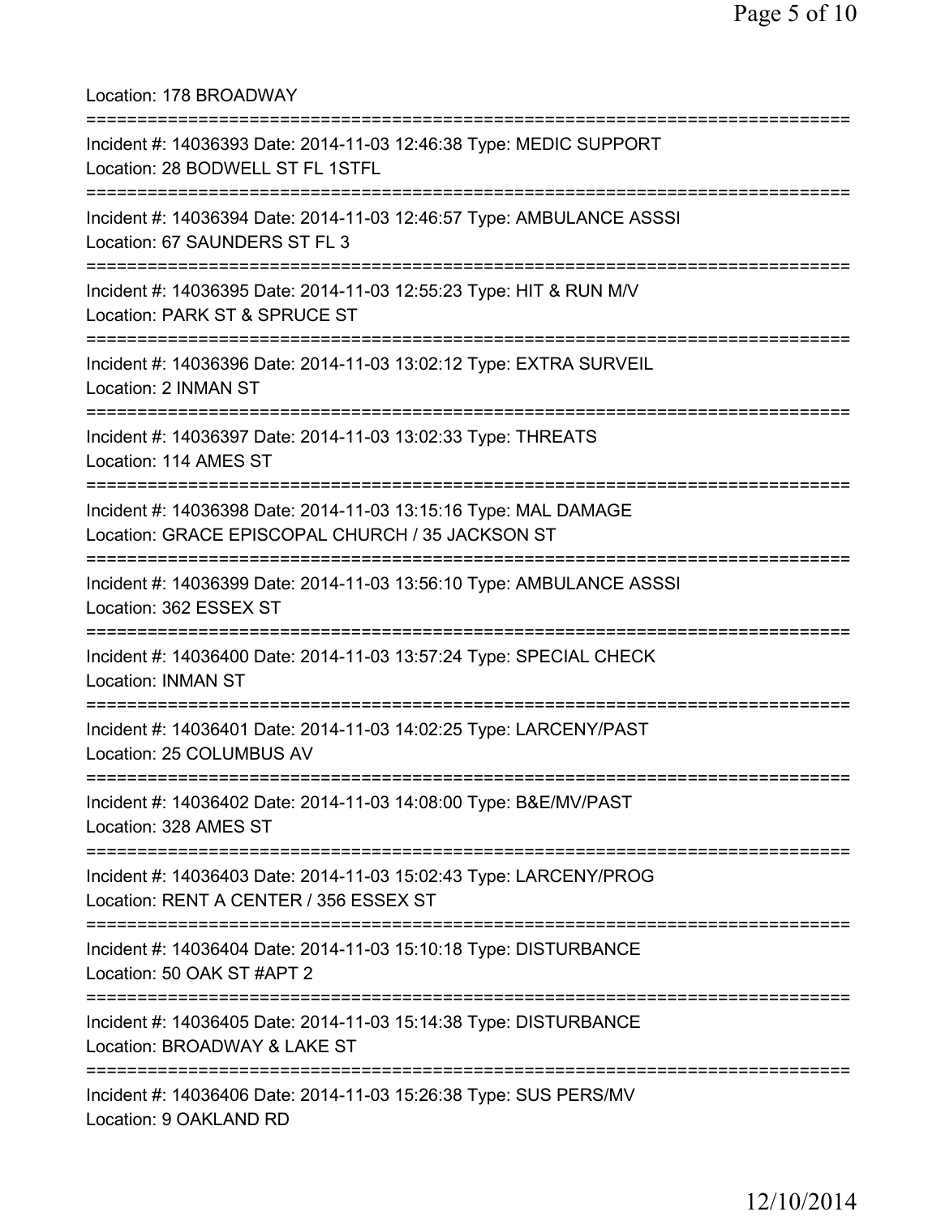Location: 178 BROADWAY

===========================================================================

Incident #: 14036393 Date: 2014-11-03 12:46:38 Type: MEDIC SUPPORT
Location: 28 BODWELL ST FL 1STFL

===========================================================================

Incident #: 14036394 Date: 2014-11-03 12:46:57 Type: AMBULANCE ASSSI
Location: 67 SAUNDERS ST FL 3

===========================================================================

Incident #: 14036395 Date: 2014-11-03 12:55:23 Type: HIT & RUN M/V
Location: PARK ST & SPRUCE ST

===========================================================================

Incident #: 14036396 Date: 2014-11-03 13:02:12 Type: EXTRA SURVEIL
Location: 2 INMAN ST

===========================================================================

Incident #: 14036397 Date: 2014-11-03 13:02:33 Type: THREATS
Location: 114 AMES ST

===========================================================================

Incident #: 14036398 Date: 2014-11-03 13:15:16 Type: MAL DAMAGE
Location: GRACE EPISCOPAL CHURCH / 35 JACKSON ST

===========================================================================

Incident #: 14036399 Date: 2014-11-03 13:56:10 Type: AMBULANCE ASSSI
Location: 362 ESSEX ST

===========================================================================

Incident #: 14036400 Date: 2014-11-03 13:57:24 Type: SPECIAL CHECK
Location: INMAN ST

===========================================================================

Incident #: 14036401 Date: 2014-11-03 14:02:25 Type: LARCENY/PAST
Location: 25 COLUMBUS AV

===========================================================================

Incident #: 14036402 Date: 2014-11-03 14:08:00 Type: B&E/MV/PAST
Location: 328 AMES ST

===========================================================================

Incident #: 14036403 Date: 2014-11-03 15:02:43 Type: LARCENY/PROG
Location: RENT A CENTER / 356 ESSEX ST

===========================================================================

Incident #: 14036404 Date: 2014-11-03 15:10:18 Type: DISTURBANCE
Location: 50 OAK ST #APT 2

===========================================================================

Incident #: 14036405 Date: 2014-11-03 15:14:38 Type: DISTURBANCE
Location: BROADWAY & LAKE ST

===========================================================================

Incident #: 14036406 Date: 2014-11-03 15:26:38 Type: SUS PERS/MV
Location: 9 OAKLAND RD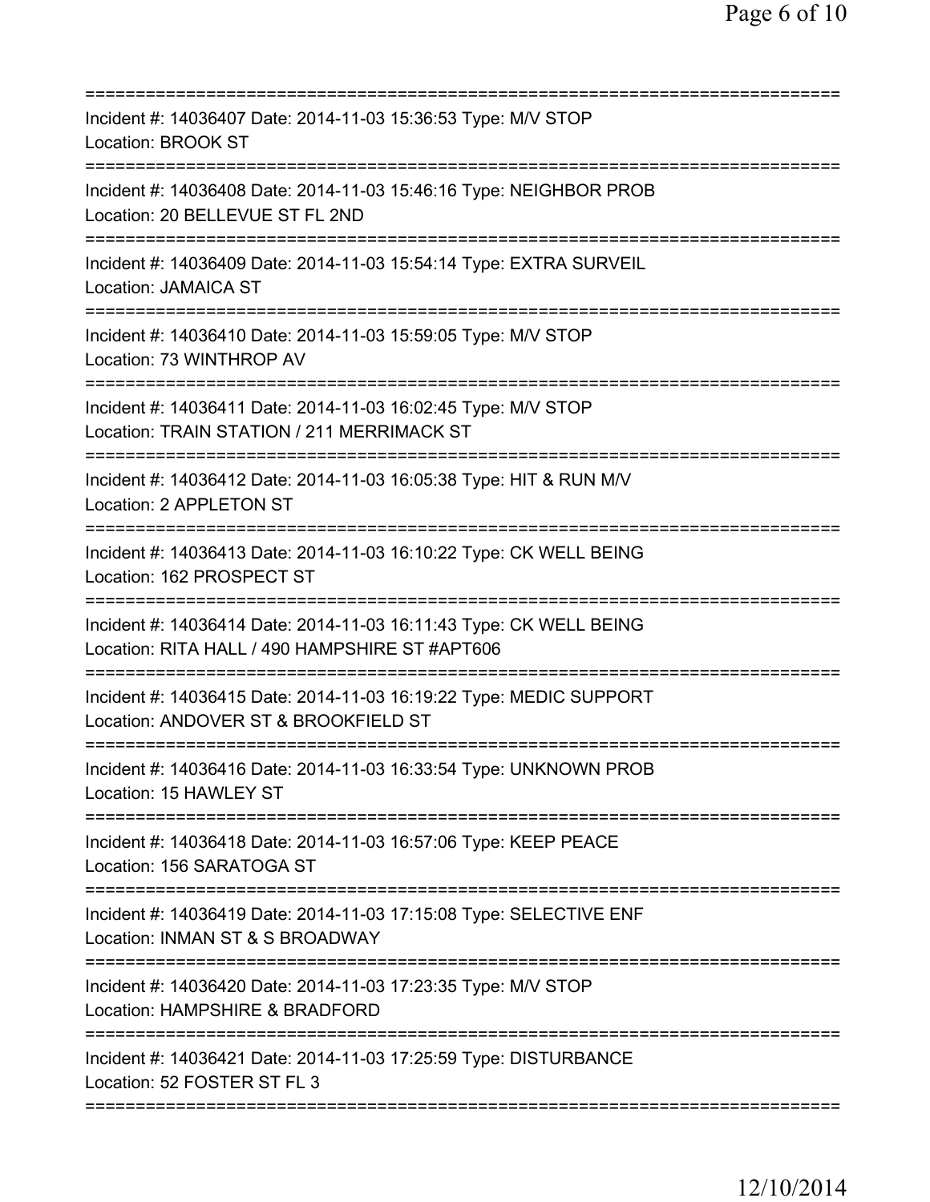===========================================================================
Incident #: 14036407 Date: 2014-11-03 15:36:53 Type: M/V STOP
Location: BROOK ST
===========================================================================
Incident #: 14036408 Date: 2014-11-03 15:46:16 Type: NEIGHBOR PROB
Location: 20 BELLEVUE ST FL 2ND
===========================================================================
Incident #: 14036409 Date: 2014-11-03 15:54:14 Type: EXTRA SURVEIL
Location: JAMAICA ST
===========================================================================
Incident #: 14036410 Date: 2014-11-03 15:59:05 Type: M/V STOP
Location: 73 WINTHROP AV
===========================================================================
Incident #: 14036411 Date: 2014-11-03 16:02:45 Type: M/V STOP
Location: TRAIN STATION / 211 MERRIMACK ST
===========================================================================
Incident #: 14036412 Date: 2014-11-03 16:05:38 Type: HIT & RUN M/V
Location: 2 APPLETON ST
===========================================================================
Incident #: 14036413 Date: 2014-11-03 16:10:22 Type: CK WELL BEING
Location: 162 PROSPECT ST
===========================================================================
Incident #: 14036414 Date: 2014-11-03 16:11:43 Type: CK WELL BEING
Location: RITA HALL / 490 HAMPSHIRE ST #APT606
===========================================================================
Incident #: 14036415 Date: 2014-11-03 16:19:22 Type: MEDIC SUPPORT
Location: ANDOVER ST & BROOKFIELD ST
===========================================================================
Incident #: 14036416 Date: 2014-11-03 16:33:54 Type: UNKNOWN PROB
Location: 15 HAWLEY ST
===========================================================================
Incident #: 14036418 Date: 2014-11-03 16:57:06 Type: KEEP PEACE
Location: 156 SARATOGA ST
===========================================================================
Incident #: 14036419 Date: 2014-11-03 17:15:08 Type: SELECTIVE ENF
Location: INMAN ST & S BROADWAY
===========================================================================
Incident #: 14036420 Date: 2014-11-03 17:23:35 Type: M/V STOP
Location: HAMPSHIRE & BRADFORD
===========================================================================
Incident #: 14036421 Date: 2014-11-03 17:25:59 Type: DISTURBANCE
Location: 52 FOSTER ST FL 3
===========================================================================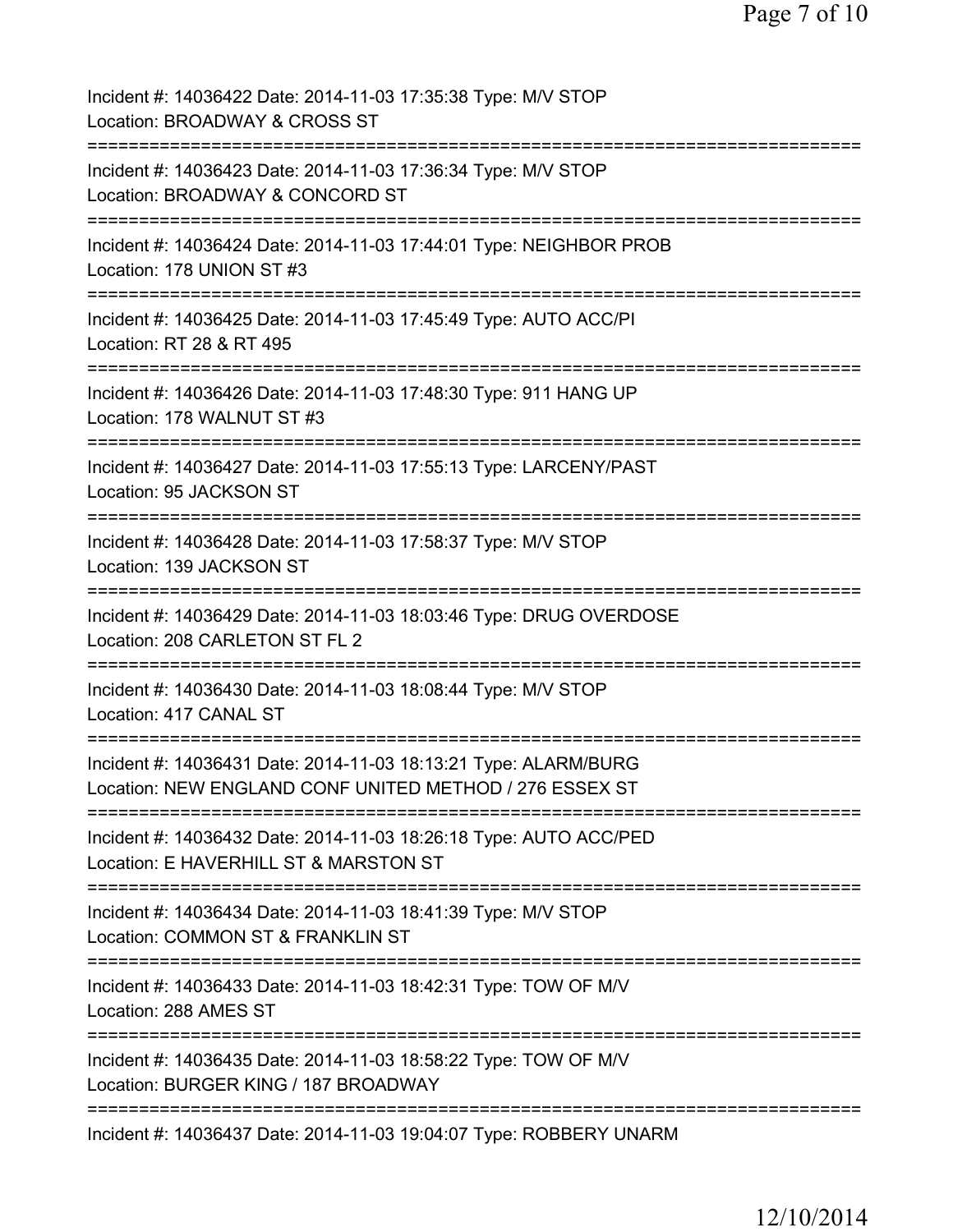Incident #: 14036422 Date: 2014-11-03 17:35:38 Type: M/V STOP
Location: BROADWAY & CROSS ST
===========================================================================
Incident #: 14036423 Date: 2014-11-03 17:36:34 Type: M/V STOP
Location: BROADWAY & CONCORD ST
===========================================================================
Incident #: 14036424 Date: 2014-11-03 17:44:01 Type: NEIGHBOR PROB
Location: 178 UNION ST #3
===========================================================================
Incident #: 14036425 Date: 2014-11-03 17:45:49 Type: AUTO ACC/PI
Location: RT 28 & RT 495
===========================================================================
Incident #: 14036426 Date: 2014-11-03 17:48:30 Type: 911 HANG UP
Location: 178 WALNUT ST #3
===========================================================================
Incident #: 14036427 Date: 2014-11-03 17:55:13 Type: LARCENY/PAST
Location: 95 JACKSON ST
===========================================================================
Incident #: 14036428 Date: 2014-11-03 17:58:37 Type: M/V STOP
Location: 139 JACKSON ST
===========================================================================
Incident #: 14036429 Date: 2014-11-03 18:03:46 Type: DRUG OVERDOSE
Location: 208 CARLETON ST FL 2
===========================================================================
Incident #: 14036430 Date: 2014-11-03 18:08:44 Type: M/V STOP
Location: 417 CANAL ST
===========================================================================
Incident #: 14036431 Date: 2014-11-03 18:13:21 Type: ALARM/BURG
Location: NEW ENGLAND CONF UNITED METHOD / 276 ESSEX ST
===========================================================================
Incident #: 14036432 Date: 2014-11-03 18:26:18 Type: AUTO ACC/PED
Location: E HAVERHILL ST & MARSTON ST
===========================================================================
Incident #: 14036434 Date: 2014-11-03 18:41:39 Type: M/V STOP
Location: COMMON ST & FRANKLIN ST
===========================================================================
Incident #: 14036433 Date: 2014-11-03 18:42:31 Type: TOW OF M/V
Location: 288 AMES ST
===========================================================================
Incident #: 14036435 Date: 2014-11-03 18:58:22 Type: TOW OF M/V
Location: BURGER KING / 187 BROADWAY
===========================================================================
Incident #: 14036437 Date: 2014-11-03 19:04:07 Type: ROBBERY UNARM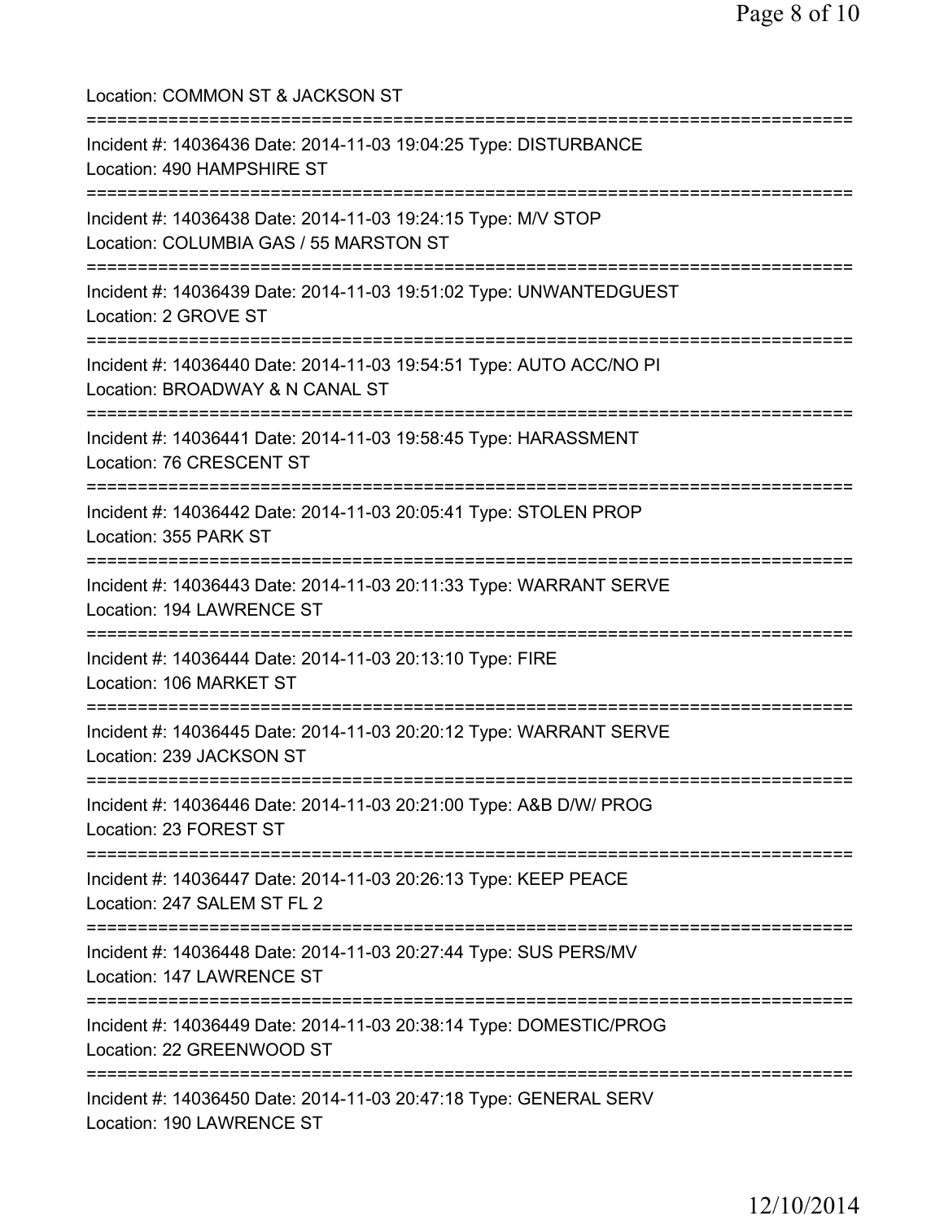Location: COMMON ST & JACKSON ST

===========================================================================

Incident #: 14036436 Date: 2014-11-03 19:04:25 Type: DISTURBANCE
Location: 490 HAMPSHIRE ST

===========================================================================

Incident #: 14036438 Date: 2014-11-03 19:24:15 Type: M/V STOP
Location: COLUMBIA GAS / 55 MARSTON ST

===========================================================================

Incident #: 14036439 Date: 2014-11-03 19:51:02 Type: UNWANTEDGUEST
Location: 2 GROVE ST

===========================================================================

Incident #: 14036440 Date: 2014-11-03 19:54:51 Type: AUTO ACC/NO PI
Location: BROADWAY & N CANAL ST

===========================================================================

Incident #: 14036441 Date: 2014-11-03 19:58:45 Type: HARASSMENT
Location: 76 CRESCENT ST

===========================================================================

Incident #: 14036442 Date: 2014-11-03 20:05:41 Type: STOLEN PROP
Location: 355 PARK ST

===========================================================================

Incident #: 14036443 Date: 2014-11-03 20:11:33 Type: WARRANT SERVE
Location: 194 LAWRENCE ST

===========================================================================

Incident #: 14036444 Date: 2014-11-03 20:13:10 Type: FIRE
Location: 106 MARKET ST

===========================================================================

Incident #: 14036445 Date: 2014-11-03 20:20:12 Type: WARRANT SERVE
Location: 239 JACKSON ST

===========================================================================

Incident #: 14036446 Date: 2014-11-03 20:21:00 Type: A&B D/W/ PROG
Location: 23 FOREST ST

===========================================================================

Incident #: 14036447 Date: 2014-11-03 20:26:13 Type: KEEP PEACE
Location: 247 SALEM ST FL 2

===========================================================================

Incident #: 14036448 Date: 2014-11-03 20:27:44 Type: SUS PERS/MV
Location: 147 LAWRENCE ST

===========================================================================

Incident #: 14036449 Date: 2014-11-03 20:38:14 Type: DOMESTIC/PROG
Location: 22 GREENWOOD ST

===========================================================================

Incident #: 14036450 Date: 2014-11-03 20:47:18 Type: GENERAL SERV
Location: 190 LAWRENCE ST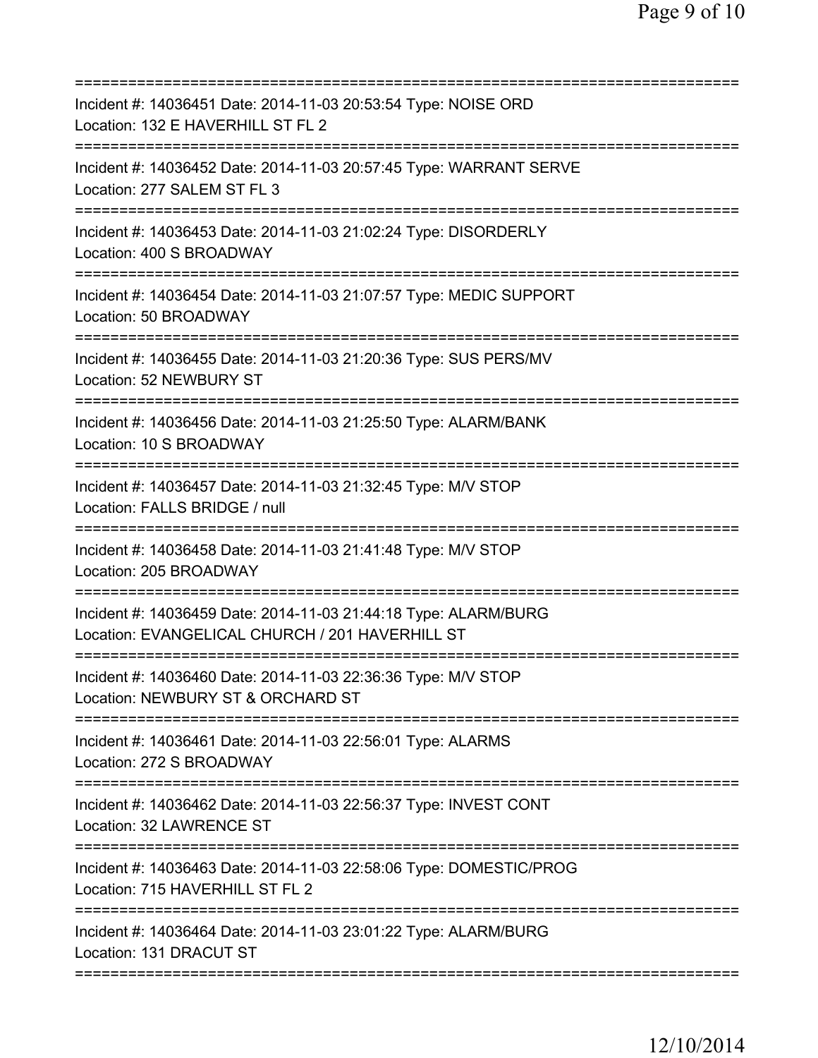===========================================================================

Incident #: 14036451 Date: 2014-11-03 20:53:54 Type: NOISE ORD
Location: 132 E HAVERHILL ST FL 2

===========================================================================

Incident #: 14036452 Date: 2014-11-03 20:57:45 Type: WARRANT SERVE
Location: 277 SALEM ST FL 3

===========================================================================

Incident #: 14036453 Date: 2014-11-03 21:02:24 Type: DISORDERLY
Location: 400 S BROADWAY

===========================================================================

Incident #: 14036454 Date: 2014-11-03 21:07:57 Type: MEDIC SUPPORT
Location: 50 BROADWAY

===========================================================================

Incident #: 14036455 Date: 2014-11-03 21:20:36 Type: SUS PERS/MV
Location: 52 NEWBURY ST

===========================================================================

Incident #: 14036456 Date: 2014-11-03 21:25:50 Type: ALARM/BANK
Location: 10 S BROADWAY

===========================================================================

Incident #: 14036457 Date: 2014-11-03 21:32:45 Type: M/V STOP
Location: FALLS BRIDGE / null

===========================================================================

Incident #: 14036458 Date: 2014-11-03 21:41:48 Type: M/V STOP
Location: 205 BROADWAY

===========================================================================

Incident #: 14036459 Date: 2014-11-03 21:44:18 Type: ALARM/BURG
Location: EVANGELICAL CHURCH / 201 HAVERHILL ST

===========================================================================

Incident #: 14036460 Date: 2014-11-03 22:36:36 Type: M/V STOP
Location: NEWBURY ST & ORCHARD ST

===========================================================================

Incident #: 14036461 Date: 2014-11-03 22:56:01 Type: ALARMS
Location: 272 S BROADWAY

===========================================================================

Incident #: 14036462 Date: 2014-11-03 22:56:37 Type: INVEST CONT
Location: 32 LAWRENCE ST

===========================================================================

Incident #: 14036463 Date: 2014-11-03 22:58:06 Type: DOMESTIC/PROG
Location: 715 HAVERHILL ST FL 2

===========================================================================

Incident #: 14036464 Date: 2014-11-03 23:01:22 Type: ALARM/BURG
Location: 131 DRACUT ST

===========================================================================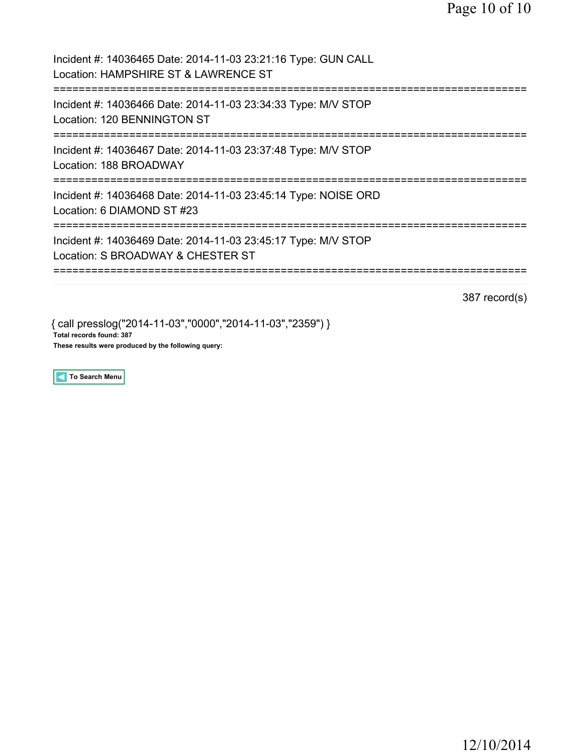Incident #: 14036465 Date: 2014-11-03 23:21:16 Type: GUN CALL
Location: HAMPSHIRE ST & LAWRENCE ST

===========================================================================

Incident #: 14036466 Date: 2014-11-03 23:34:33 Type: M/V STOP
Location: 120 BENNINGTON ST

===========================================================================

Incident #: 14036467 Date: 2014-11-03 23:37:48 Type: M/V STOP
Location: 188 BROADWAY

===========================================================================

Incident #: 14036468 Date: 2014-11-03 23:45:14 Type: NOISE ORD
Location: 6 DIAMOND ST #23

===========================================================================

Incident #: 14036469 Date: 2014-11-03 23:45:17 Type: M/V STOP
Location: S BROADWAY & CHESTER ST

===========================================================================

387 record(s)

{ call presslog("2014-11-03","0000","2014-11-03","2359") }

**Total records found: 387**

**These results were produced by the following query:**

To Search Menu

12/10/2014